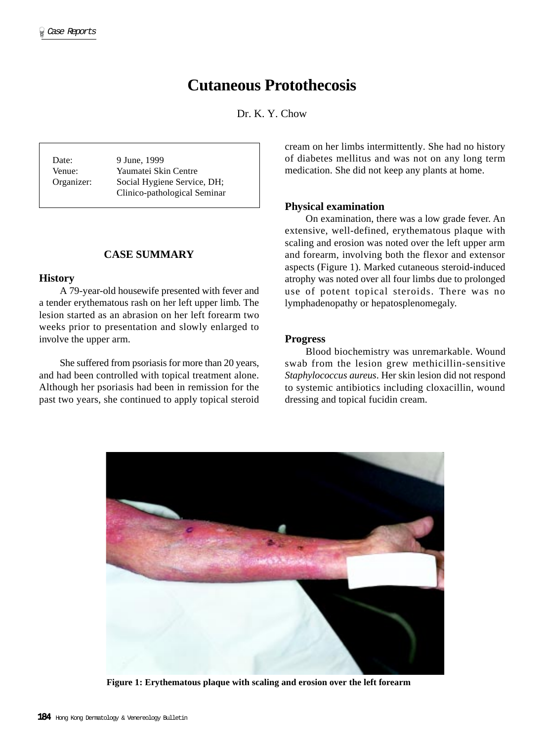# Cutaneous Protothecosis

Dr. K. Y. Chow

| | |
|---|---|
| Date: | 9 June, 1999 |
| Venue: | Yaumatei Skin Centre |
| Organizer: | Social Hygiene Service, DH; Clinico-pathological Seminar |

## CASE SUMMARY

### History

A 79-year-old housewife presented with fever and a tender erythematous rash on her left upper limb. The lesion started as an abrasion on her left forearm two weeks prior to presentation and slowly enlarged to involve the upper arm.

She suffered from psoriasis for more than 20 years, and had been controlled with topical treatment alone. Although her psoriasis had been in remission for the past two years, she continued to apply topical steroid cream on her limbs intermittently. She had no history of diabetes mellitus and was not on any long term medication. She did not keep any plants at home.

### Physical examination

On examination, there was a low grade fever. An extensive, well-defined, erythematous plaque with scaling and erosion was noted over the left upper arm and forearm, involving both the flexor and extensor aspects (Figure 1). Marked cutaneous steroid-induced atrophy was noted over all four limbs due to prolonged use of potent topical steroids. There was no lymphadenopathy or hepatosplenomegaly.

### Progress

Blood biochemistry was unremarkable. Wound swab from the lesion grew methicillin-sensitive *Staphylococcus aureus*. Her skin lesion did not respond to systemic antibiotics including cloxacillin, wound dressing and topical fucidin cream.

**Figure 1: Erythematous plaque with scaling and erosion over the left forearm**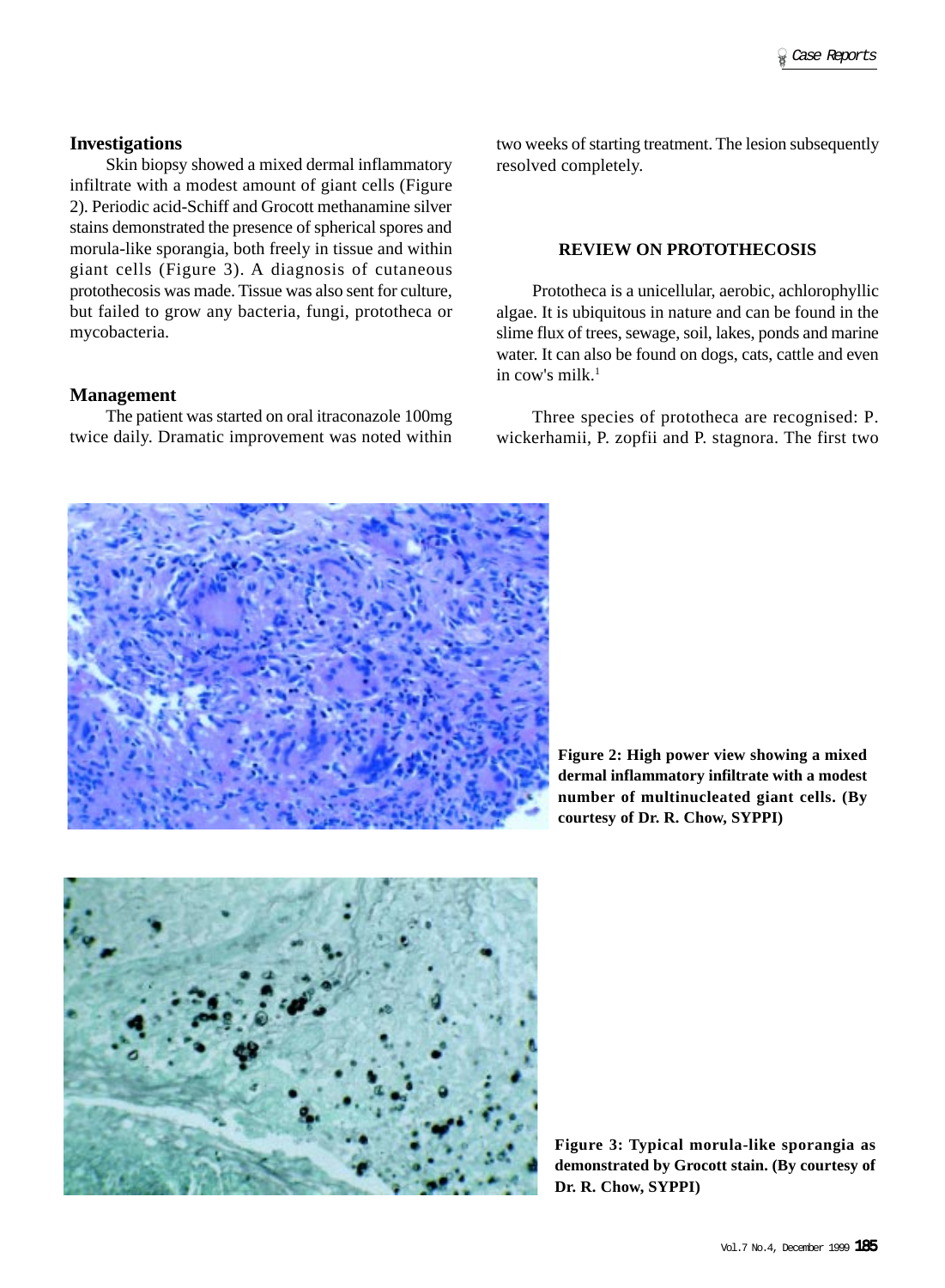### Investigations

Skin biopsy showed a mixed dermal inflammatory infiltrate with a modest amount of giant cells (Figure 2). Periodic acid-Schiff and Grocott methanamine silver stains demonstrated the presence of spherical spores and morula-like sporangia, both freely in tissue and within giant cells (Figure 3). A diagnosis of cutaneous protothecosis was made. Tissue was also sent for culture, but failed to grow any bacteria, fungi, prototheca or mycobacteria.

### Management

The patient was started on oral itraconazole 100mg twice daily. Dramatic improvement was noted within two weeks of starting treatment. The lesion subsequently resolved completely.

## REVIEW ON PROTOTHECOSIS

Prototheca is a unicellular, aerobic, achlorophyllic algae. It is ubiquitous in nature and can be found in the slime flux of trees, sewage, soil, lakes, ponds and marine water. It can also be found on dogs, cats, cattle and even in cow's milk.[1]

Three species of prototheca are recognised: P. wickerhamii, P. zopfii and P. stagnora. The first two

**Figure 2: High power view showing a mixed dermal inflammatory infiltrate with a modest number of multinucleated giant cells. (By courtesy of Dr. R. Chow, SYPPI)**

**Figure 3: Typical morula-like sporangia as demonstrated by Grocott stain. (By courtesy of Dr. R. Chow, SYPPI)**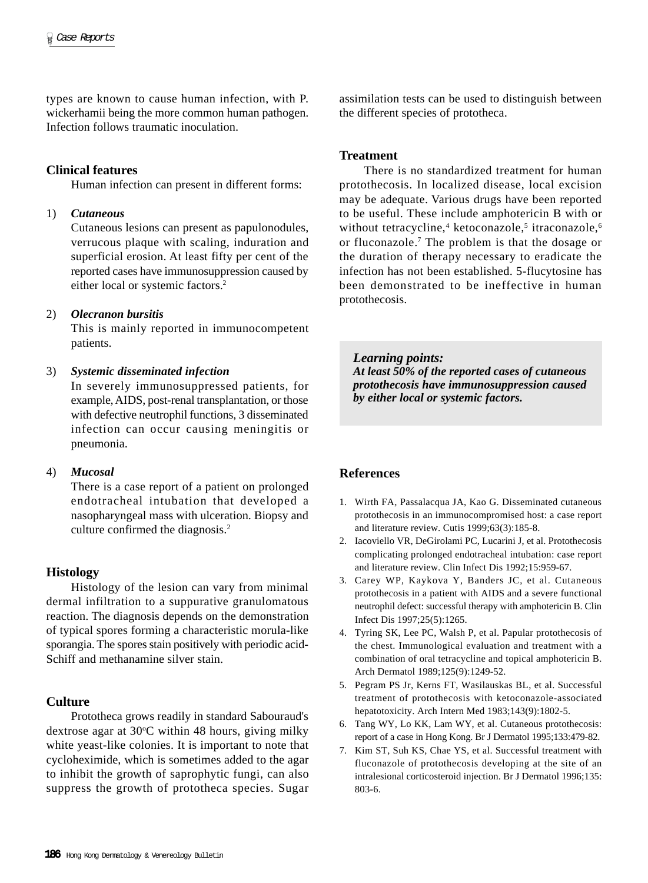types are known to cause human infection, with P. wickerhamii being the more common human pathogen. Infection follows traumatic inoculation.

## Clinical features

Human infection can present in different forms:

1) ***Cutaneous***

   Cutaneous lesions can present as papulonodules, verrucous plaque with scaling, induration and superficial erosion. At least fifty per cent of the reported cases have immunosuppression caused by either local or systemic factors.[2]

2) ***Olecranon bursitis***

   This is mainly reported in immunocompetent patients.

3) ***Systemic disseminated infection***

   In severely immunosuppressed patients, for example, AIDS, post-renal transplantation, or those with defective neutrophil functions, 3 disseminated infection can occur causing meningitis or pneumonia.

4) ***Mucosal***

   There is a case report of a patient on prolonged endotracheal intubation that developed a nasopharyngeal mass with ulceration. Biopsy and culture confirmed the diagnosis.[2]

## Histology

Histology of the lesion can vary from minimal dermal infiltration to a suppurative granulomatous reaction. The diagnosis depends on the demonstration of typical spores forming a characteristic morula-like sporangia. The spores stain positively with periodic acid-Schiff and methanamine silver stain.

## Culture

Prototheca grows readily in standard Sabouraud's dextrose agar at 30$^{o}$C within 48 hours, giving milky white yeast-like colonies. It is important to note that cycloheximide, which is sometimes added to the agar to inhibit the growth of saprophytic fungi, can also suppress the growth of prototheca species. Sugar assimilation tests can be used to distinguish between the different species of prototheca.

## Treatment

There is no standardized treatment for human protothecosis. In localized disease, local excision may be adequate. Various drugs have been reported to be useful. These include amphotericin B with or without tetracycline,[4] ketoconazole,[5] itraconazole,[6] or fluconazole.[7] The problem is that the dosage or the duration of therapy necessary to eradicate the infection has not been established. 5-flucytosine has been demonstrated to be ineffective in human protothecosis.

> ***Learning points:***
> ***At least 50% of the reported cases of cutaneous protothecosis have immunosuppression caused by either local or systemic factors.***

## References

1. Wirth FA, Passalacqua JA, Kao G. Disseminated cutaneous protothecosis in an immunocompromised host: a case report and literature review. Cutis 1999;63(3):185-8.
2. Iacoviello VR, DeGirolami PC, Lucarini J, et al. Protothecosis complicating prolonged endotracheal intubation: case report and literature review. Clin Infect Dis 1992;15:959-67.
3. Carey WP, Kaykova Y, Banders JC, et al. Cutaneous protothecosis in a patient with AIDS and a severe functional neutrophil defect: successful therapy with amphotericin B. Clin Infect Dis 1997;25(5):1265.
4. Tyring SK, Lee PC, Walsh P, et al. Papular protothecosis of the chest. Immunological evaluation and treatment with a combination of oral tetracycline and topical amphotericin B. Arch Dermatol 1989;125(9):1249-52.
5. Pegram PS Jr, Kerns FT, Wasilauskas BL, et al. Successful treatment of protothecosis with ketoconazole-associated hepatotoxicity. Arch Intern Med 1983;143(9):1802-5.
6. Tang WY, Lo KK, Lam WY, et al. Cutaneous protothecosis: report of a case in Hong Kong. Br J Dermatol 1995;133:479-82.
7. Kim ST, Suh KS, Chae YS, et al. Successful treatment with fluconazole of protothecosis developing at the site of an intralesional corticosteroid injection. Br J Dermatol 1996;135: 803-6.